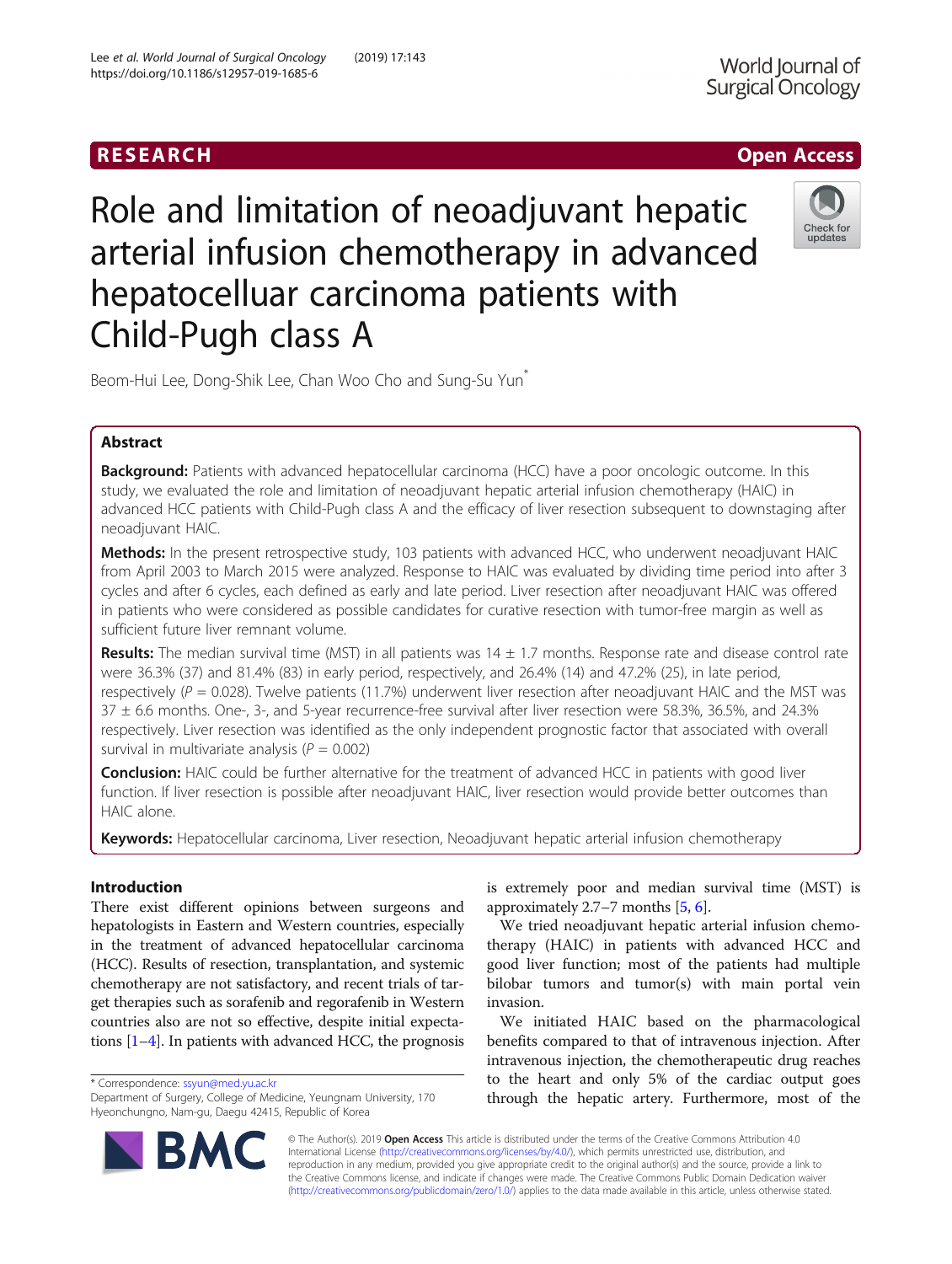RESEARCH

Open Access

# Role and limitation of neoadjuvant hepatic arterial infusion chemotherapy in advanced hepatocelluar carcinoma patients with Child-Pugh class A

Beom-Hui Lee, Dong-Shik Lee, Chan Woo Cho and Sung-Su Yun*

## Abstract

**Background:** Patients with advanced hepatocellular carcinoma (HCC) have a poor oncologic outcome. In this study, we evaluated the role and limitation of neoadjuvant hepatic arterial infusion chemotherapy (HAIC) in advanced HCC patients with Child-Pugh class A and the efficacy of liver resection subsequent to downstaging after neoadjuvant HAIC.

**Methods:** In the present retrospective study, 103 patients with advanced HCC, who underwent neoadjuvant HAIC from April 2003 to March 2015 were analyzed. Response to HAIC was evaluated by dividing time period into after 3 cycles and after 6 cycles, each defined as early and late period. Liver resection after neoadjuvant HAIC was offered in patients who were considered as possible candidates for curative resection with tumor-free margin as well as sufficient future liver remnant volume.

**Results:** The median survival time (MST) in all patients was 14 ± 1.7 months. Response rate and disease control rate were 36.3% (37) and 81.4% (83) in early period, respectively, and 26.4% (14) and 47.2% (25), in late period, respectively ($P$ = 0.028). Twelve patients (11.7%) underwent liver resection after neoadjuvant HAIC and the MST was 37 ± 6.6 months. One-, 3-, and 5-year recurrence-free survival after liver resection were 58.3%, 36.5%, and 24.3% respectively. Liver resection was identified as the only independent prognostic factor that associated with overall survival in multivariate analysis ($P$ = 0.002)

**Conclusion:** HAIC could be further alternative for the treatment of advanced HCC in patients with good liver function. If liver resection is possible after neoadjuvant HAIC, liver resection would provide better outcomes than HAIC alone.

**Keywords:** Hepatocellular carcinoma, Liver resection, Neoadjuvant hepatic arterial infusion chemotherapy

## Introduction

There exist different opinions between surgeons and hepatologists in Eastern and Western countries, especially in the treatment of advanced hepatocellular carcinoma (HCC). Results of resection, transplantation, and systemic chemotherapy are not satisfactory, and recent trials of target therapies such as sorafenib and regorafenib in Western countries also are not so effective, despite initial expectations [1–4]. In patients with advanced HCC, the prognosis is extremely poor and median survival time (MST) is approximately 2.7–7 months [5, 6].

We tried neoadjuvant hepatic arterial infusion chemotherapy (HAIC) in patients with advanced HCC and good liver function; most of the patients had multiple bilobar tumors and tumor(s) with main portal vein invasion.

We initiated HAIC based on the pharmacological benefits compared to that of intravenous injection. After intravenous injection, the chemotherapeutic drug reaches to the heart and only 5% of the cardiac output goes through the hepatic artery. Furthermore, most of the

* Correspondence: ssyun@med.yu.ac.kr
Department of Surgery, College of Medicine, Yeungnam University, 170 Hyeonchungno, Nam-gu, Daegu 42415, Republic of Korea

© The Author(s). 2019 **Open Access** This article is distributed under the terms of the Creative Commons Attribution 4.0 International License (http://creativecommons.org/licenses/by/4.0/), which permits unrestricted use, distribution, and reproduction in any medium, provided you give appropriate credit to the original author(s) and the source, provide a link to the Creative Commons license, and indicate if changes were made. The Creative Commons Public Domain Dedication waiver (http://creativecommons.org/publicdomain/zero/1.0/) applies to the data made available in this article, unless otherwise stated.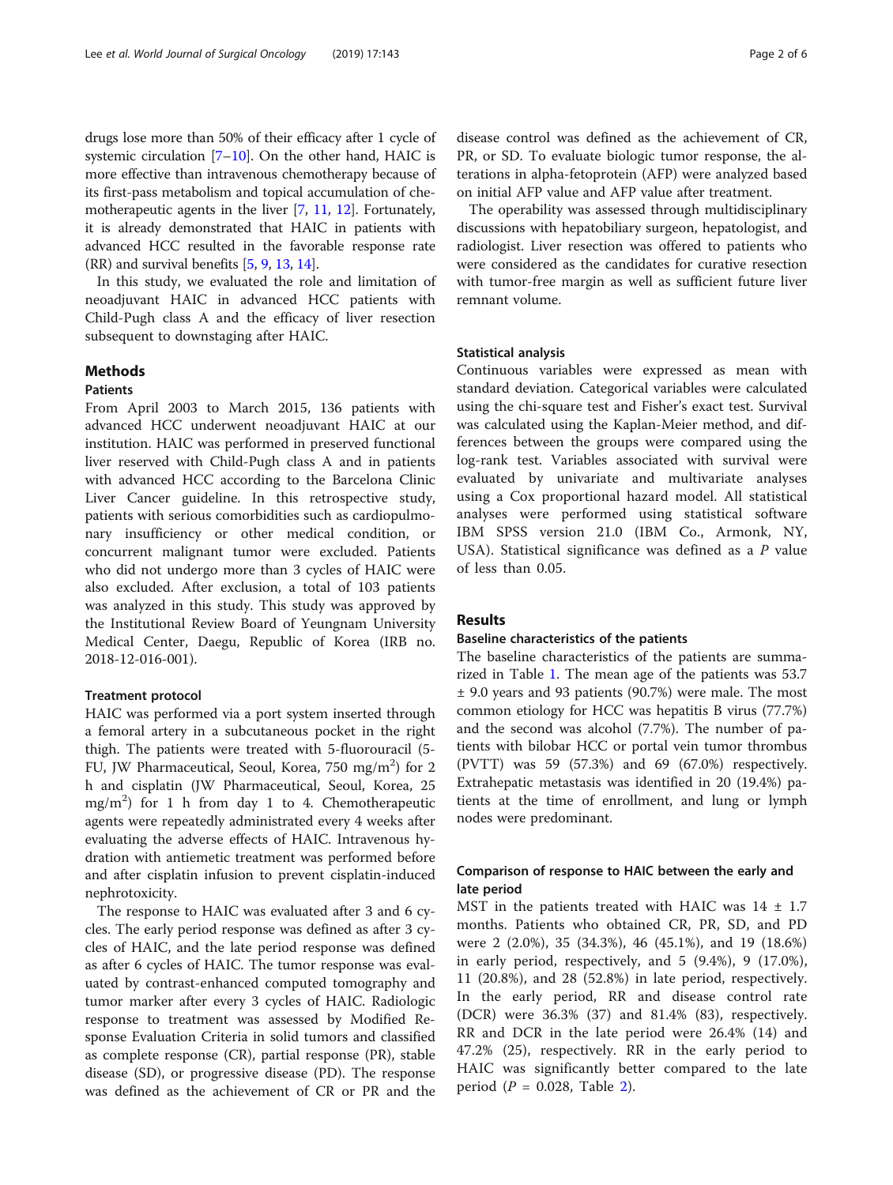drugs lose more than 50% of their efficacy after 1 cycle of systemic circulation [7–10]. On the other hand, HAIC is more effective than intravenous chemotherapy because of its first-pass metabolism and topical accumulation of chemotherapeutic agents in the liver [7, 11, 12]. Fortunately, it is already demonstrated that HAIC in patients with advanced HCC resulted in the favorable response rate (RR) and survival benefits [5, 9, 13, 14].

In this study, we evaluated the role and limitation of neoadjuvant HAIC in advanced HCC patients with Child-Pugh class A and the efficacy of liver resection subsequent to downstaging after HAIC.

## Methods

### Patients

From April 2003 to March 2015, 136 patients with advanced HCC underwent neoadjuvant HAIC at our institution. HAIC was performed in preserved functional liver reserved with Child-Pugh class A and in patients with advanced HCC according to the Barcelona Clinic Liver Cancer guideline. In this retrospective study, patients with serious comorbidities such as cardiopulmonary insufficiency or other medical condition, or concurrent malignant tumor were excluded. Patients who did not undergo more than 3 cycles of HAIC were also excluded. After exclusion, a total of 103 patients was analyzed in this study. This study was approved by the Institutional Review Board of Yeungnam University Medical Center, Daegu, Republic of Korea (IRB no. 2018-12-016-001).

### Treatment protocol

HAIC was performed via a port system inserted through a femoral artery in a subcutaneous pocket in the right thigh. The patients were treated with 5-fluorouracil (5-FU, JW Pharmaceutical, Seoul, Korea, 750 mg/$m^2$) for 2 h and cisplatin (JW Pharmaceutical, Seoul, Korea, 25 mg/$m^2$) for 1 h from day 1 to 4. Chemotherapeutic agents were repeatedly administrated every 4 weeks after evaluating the adverse effects of HAIC. Intravenous hydration with antiemetic treatment was performed before and after cisplatin infusion to prevent cisplatin-induced nephrotoxicity.

The response to HAIC was evaluated after 3 and 6 cycles. The early period response was defined as after 3 cycles of HAIC, and the late period response was defined as after 6 cycles of HAIC. The tumor response was evaluated by contrast-enhanced computed tomography and tumor marker after every 3 cycles of HAIC. Radiologic response to treatment was assessed by Modified Response Evaluation Criteria in solid tumors and classified as complete response (CR), partial response (PR), stable disease (SD), or progressive disease (PD). The response was defined as the achievement of CR or PR and the disease control was defined as the achievement of CR, PR, or SD. To evaluate biologic tumor response, the alterations in alpha-fetoprotein (AFP) were analyzed based on initial AFP value and AFP value after treatment.

The operability was assessed through multidisciplinary discussions with hepatobiliary surgeon, hepatologist, and radiologist. Liver resection was offered to patients who were considered as the candidates for curative resection with tumor-free margin as well as sufficient future liver remnant volume.

### Statistical analysis

Continuous variables were expressed as mean with standard deviation. Categorical variables were calculated using the chi-square test and Fisher's exact test. Survival was calculated using the Kaplan-Meier method, and differences between the groups were compared using the log-rank test. Variables associated with survival were evaluated by univariate and multivariate analyses using a Cox proportional hazard model. All statistical analyses were performed using statistical software IBM SPSS version 21.0 (IBM Co., Armonk, NY, USA). Statistical significance was defined as a *P* value of less than 0.05.

## Results

### Baseline characteristics of the patients

The baseline characteristics of the patients are summarized in Table 1. The mean age of the patients was 53.7 ± 9.0 years and 93 patients (90.7%) were male. The most common etiology for HCC was hepatitis B virus (77.7%) and the second was alcohol (7.7%). The number of patients with bilobar HCC or portal vein tumor thrombus (PVTT) was 59 (57.3%) and 69 (67.0%) respectively. Extrahepatic metastasis was identified in 20 (19.4%) patients at the time of enrollment, and lung or lymph nodes were predominant.

### Comparison of response to HAIC between the early and late period

MST in the patients treated with HAIC was 14 ± 1.7 months. Patients who obtained CR, PR, SD, and PD were 2 (2.0%), 35 (34.3%), 46 (45.1%), and 19 (18.6%) in early period, respectively, and 5 (9.4%), 9 (17.0%), 11 (20.8%), and 28 (52.8%) in late period, respectively. In the early period, RR and disease control rate (DCR) were 36.3% (37) and 81.4% (83), respectively. RR and DCR in the late period were 26.4% (14) and 47.2% (25), respectively. RR in the early period to HAIC was significantly better compared to the late period ($P$ = 0.028, Table 2).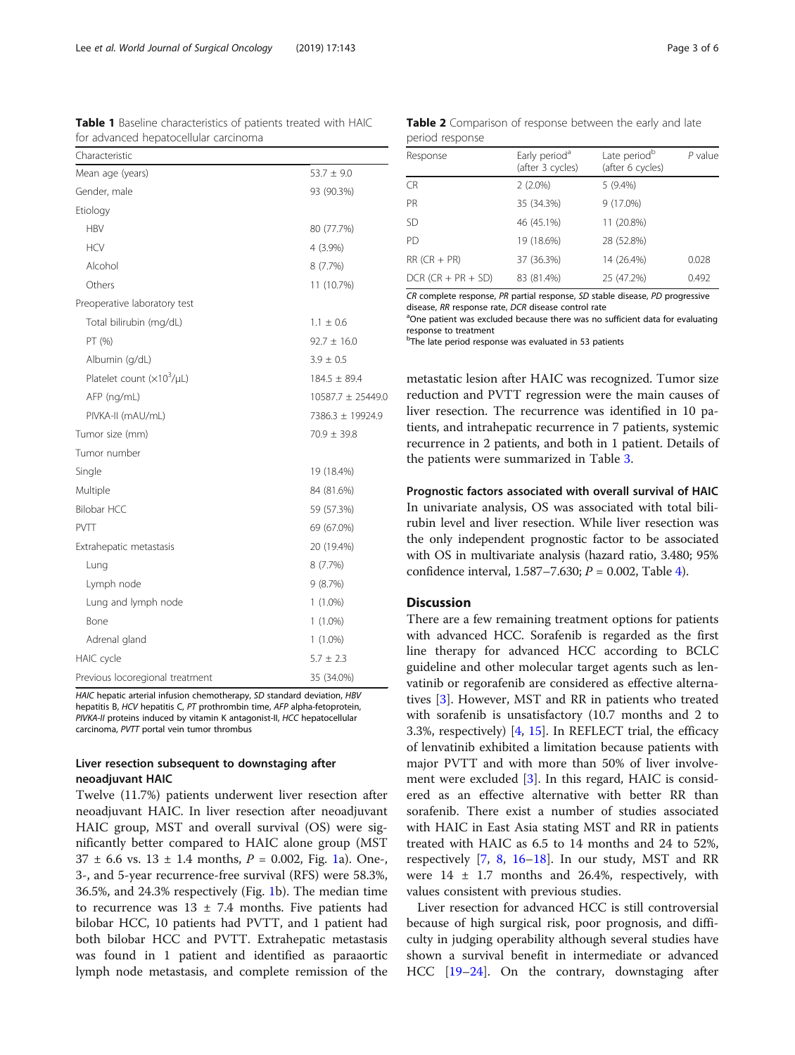**Table 1** Baseline characteristics of patients treated with HAIC for advanced hepatocellular carcinoma

| Characteristic | |
|---|---|
| Mean age (years) | 53.7 ± 9.0 |
| Gender, male | 93 (90.3%) |
| Etiology | |
| HBV | 80 (77.7%) |
| HCV | 4 (3.9%) |
| Alcohol | 8 (7.7%) |
| Others | 11 (10.7%) |
| Preoperative laboratory test | |
| Total bilirubin (mg/dL) | 1.1 ± 0.6 |
| PT (%) | 92.7 ± 16.0 |
| Albumin (g/dL) | 3.9 ± 0.5 |
| Platelet count ($\times10^3/\mu L$) | 184.5 ± 89.4 |
| AFP (ng/mL) | 10587.7 ± 25449.0 |
| PIVKA-II (mAU/mL) | 7386.3 ± 19924.9 |
| Tumor size (mm) | 70.9 ± 39.8 |
| Tumor number | |
| Single | 19 (18.4%) |
| Multiple | 84 (81.6%) |
| Bilobar HCC | 59 (57.3%) |
| PVTT | 69 (67.0%) |
| Extrahepatic metastasis | 20 (19.4%) |
| Lung | 8 (7.7%) |
| Lymph node | 9 (8.7%) |
| Lung and lymph node | 1 (1.0%) |
| Bone | 1 (1.0%) |
| Adrenal gland | 1 (1.0%) |
| HAIC cycle | 5.7 ± 2.3 |
| Previous locoregional treatment | 35 (34.0%) |

*HAIC* hepatic arterial infusion chemotherapy, *SD* standard deviation, *HBV* hepatitis B, *HCV* hepatitis C, *PT* prothrombin time, *AFP* alpha-fetoprotein, *PIVKA-II* proteins induced by vitamin K antagonist-II, *HCC* hepatocellular carcinoma, *PVTT* portal vein tumor thrombus

### Liver resection subsequent to downstaging after neoadjuvant HAIC

Twelve (11.7%) patients underwent liver resection after neoadjuvant HAIC. In liver resection after neoadjuvant HAIC group, MST and overall survival (OS) were significantly better compared to HAIC alone group (MST 37 ± 6.6 vs. 13 ± 1.4 months, $P = 0.002$, Fig. 1a). One-, 3-, and 5-year recurrence-free survival (RFS) were 58.3%, 36.5%, and 24.3% respectively (Fig. 1b). The median time to recurrence was 13 ± 7.4 months. Five patients had bilobar HCC, 10 patients had PVTT, and 1 patient had both bilobar HCC and PVTT. Extrahepatic metastasis was found in 1 patient and identified as paraaortic lymph node metastasis, and complete remission of the metastatic lesion after HAIC was recognized. Tumor size reduction and PVTT regression were the main causes of liver resection. The recurrence was identified in 10 patients, and intrahepatic recurrence in 7 patients, systemic recurrence in 2 patients, and both in 1 patient. Details of the patients were summarized in Table 3.

**Table 2** Comparison of response between the early and late period response

| Response | Early period[a] (after 3 cycles) | Late period[b] (after 6 cycles) | *P* value |
|---|---|---|---|
| CR | 2 (2.0%) | 5 (9.4%) | |
| PR | 35 (34.3%) | 9 (17.0%) | |
| SD | 46 (45.1%) | 11 (20.8%) | |
| PD | 19 (18.6%) | 28 (52.8%) | |
| RR (CR + PR) | 37 (36.3%) | 14 (26.4%) | 0.028 |
| DCR (CR + PR + SD) | 83 (81.4%) | 25 (47.2%) | 0.492 |

*CR* complete response, *PR* partial response, *SD* stable disease, *PD* progressive disease, *RR* response rate, *DCR* disease control rate

[a]One patient was excluded because there was no sufficient data for evaluating response to treatment

[b]The late period response was evaluated in 53 patients

### Prognostic factors associated with overall survival of HAIC

In univariate analysis, OS was associated with total bilirubin level and liver resection. While liver resection was the only independent prognostic factor to be associated with OS in multivariate analysis (hazard ratio, 3.480; 95% confidence interval, 1.587–7.630; $P = 0.002$, Table 4).

## Discussion

There are a few remaining treatment options for patients with advanced HCC. Sorafenib is regarded as the first line therapy for advanced HCC according to BCLC guideline and other molecular target agents such as lenvatinib or regorafenib are considered as effective alternatives [3]. However, MST and RR in patients who treated with sorafenib is unsatisfactory (10.7 months and 2 to 3.3%, respectively) [4, 15]. In REFLECT trial, the efficacy of lenvatinib exhibited a limitation because patients with major PVTT and with more than 50% of liver involvement were excluded [3]. In this regard, HAIC is considered as an effective alternative with better RR than sorafenib. There exist a number of studies associated with HAIC in East Asia stating MST and RR in patients treated with HAIC as 6.5 to 14 months and 24 to 52%, respectively [7, 8, 16–18]. In our study, MST and RR were 14 ± 1.7 months and 26.4%, respectively, with values consistent with previous studies.

Liver resection for advanced HCC is still controversial because of high surgical risk, poor prognosis, and difficulty in judging operability although several studies have shown a survival benefit in intermediate or advanced HCC [19–24]. On the contrary, downstaging after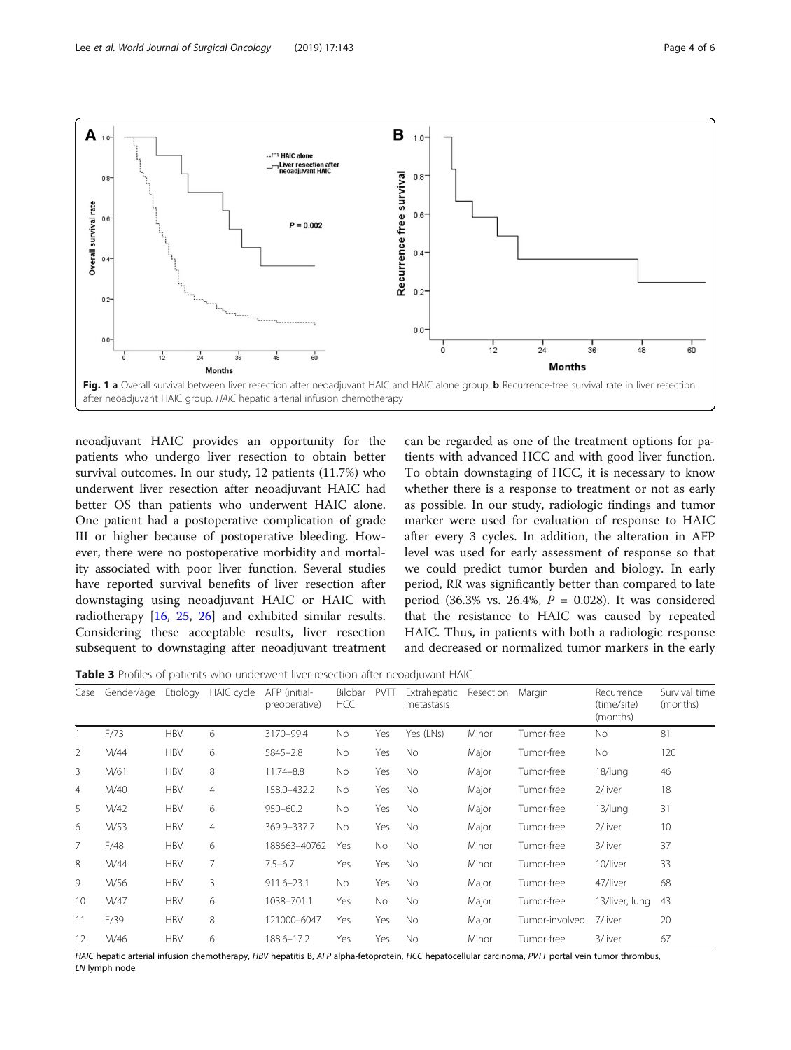A

1.0
0.8
0.6
0.4
0.2
0.0

Overall survival rate

HAIC alone
Liver resection after neoadjuvant HAIC

$P = 0.002$

0 12 24 36 48 60

Months

B

1.0
0.8
0.6
0.4
0.2
0.0

Recurrence free survival

0 12 24 36 48 60

Months

**Fig. 1** **a** Overall survival between liver resection after neoadjuvant HAIC and HAIC alone group. **b** Recurrence-free survival rate in liver resection after neoadjuvant HAIC group. *HAIC* hepatic arterial infusion chemotherapy

neoadjuvant HAIC provides an opportunity for the patients who undergo liver resection to obtain better survival outcomes. In our study, 12 patients (11.7%) who underwent liver resection after neoadjuvant HAIC had better OS than patients who underwent HAIC alone. One patient had a postoperative complication of grade III or higher because of postoperative bleeding. However, there were no postoperative morbidity and mortality associated with poor liver function. Several studies have reported survival benefits of liver resection after downstaging using neoadjuvant HAIC or HAIC with radiotherapy [16, 25, 26] and exhibited similar results. Considering these acceptable results, liver resection subsequent to downstaging after neoadjuvant treatment can be regarded as one of the treatment options for patients with advanced HCC and with good liver function. To obtain downstaging of HCC, it is necessary to know whether there is a response to treatment or not as early as possible. In our study, radiologic findings and tumor marker were used for evaluation of response to HAIC after every 3 cycles. In addition, the alteration in AFP level was used for early assessment of response so that we could predict tumor burden and biology. In early period, RR was significantly better than compared to late period (36.3% vs. 26.4%, $P$ = 0.028). It was considered that the resistance to HAIC was caused by repeated HAIC. Thus, in patients with both a radiologic response and decreased or normalized tumor markers in the early

**Table 3** Profiles of patients who underwent liver resection after neoadjuvant HAIC

| Case | Gender/age | Etiology | HAIC cycle | AFP (initial-preoperative) | Bilobar HCC | PVTT | Extrahepatic metastasis | Resection | Margin | Recurrence (time/site) (months) | Survival time (months) |
|---|---|---|---|---|---|---|---|---|---|---|---|
| 1 | F/73 | HBV | 6 | 3170–99.4 | No | Yes | Yes (LNs) | Minor | Tumor-free | No | 81 |
| 2 | M/44 | HBV | 6 | 5845–2.8 | No | Yes | No | Major | Tumor-free | No | 120 |
| 3 | M/61 | HBV | 8 | 11.74–8.8 | No | Yes | No | Major | Tumor-free | 18/lung | 46 |
| 4 | M/40 | HBV | 4 | 158.0–432.2 | No | Yes | No | Major | Tumor-free | 2/liver | 18 |
| 5 | M/42 | HBV | 6 | 950–60.2 | No | Yes | No | Major | Tumor-free | 13/lung | 31 |
| 6 | M/53 | HBV | 4 | 369.9–337.7 | No | Yes | No | Major | Tumor-free | 2/liver | 10 |
| 7 | F/48 | HBV | 6 | 188663–40762 | Yes | No | No | Minor | Tumor-free | 3/liver | 37 |
| 8 | M/44 | HBV | 7 | 7.5–6.7 | Yes | Yes | No | Minor | Tumor-free | 10/liver | 33 |
| 9 | M/56 | HBV | 3 | 911.6–23.1 | No | Yes | No | Major | Tumor-free | 47/liver | 68 |
| 10 | M/47 | HBV | 6 | 1038–701.1 | Yes | No | No | Major | Tumor-free | 13/liver, lung | 43 |
| 11 | F/39 | HBV | 8 | 121000–6047 | Yes | Yes | No | Major | Tumor-involved | 7/liver | 20 |
| 12 | M/46 | HBV | 6 | 188.6–17.2 | Yes | Yes | No | Minor | Tumor-free | 3/liver | 67 |

*HAIC* hepatic arterial infusion chemotherapy, *HBV* hepatitis B, *AFP* alpha-fetoprotein, *HCC* hepatocellular carcinoma, *PVTT* portal vein tumor thrombus, *LN* lymph node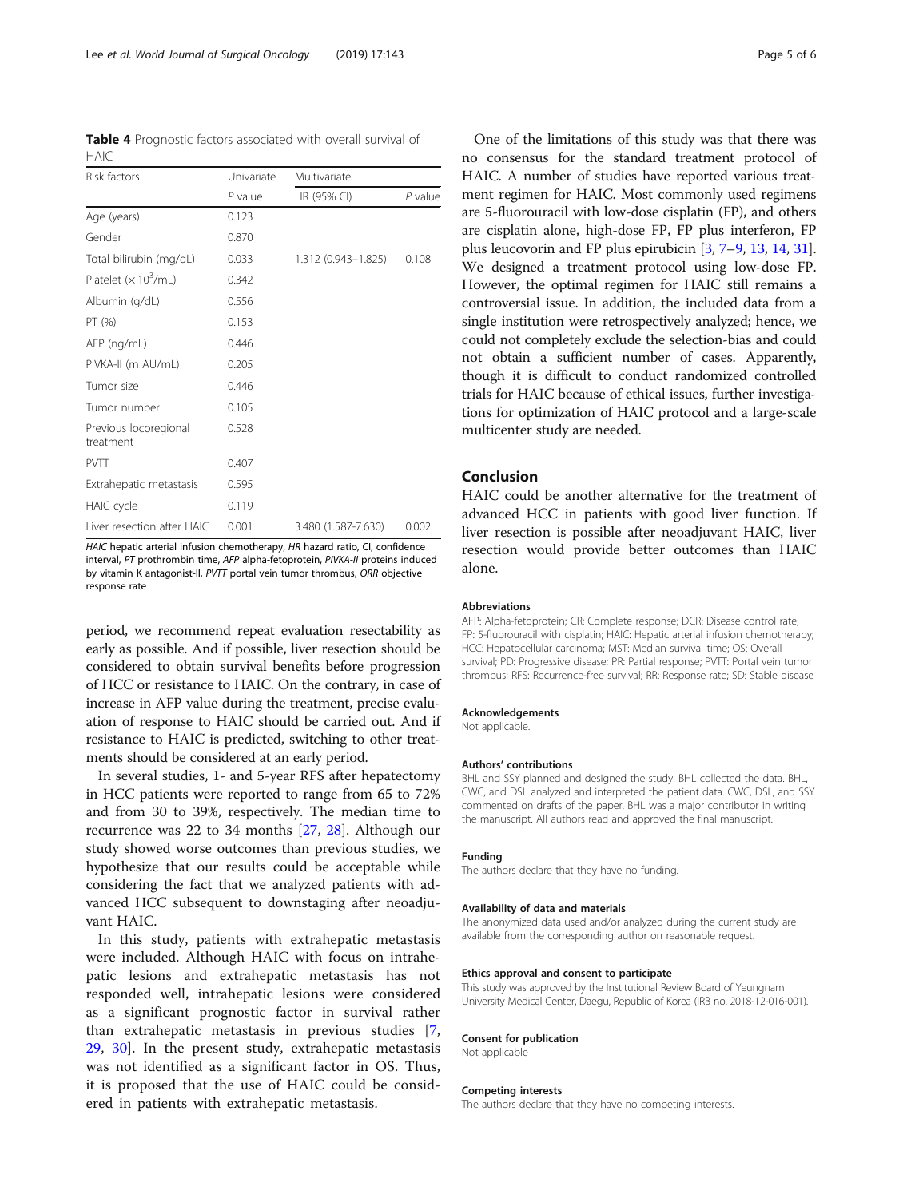**Table 4** Prognostic factors associated with overall survival of HAIC

| Risk factors | Univariate | Multivariate | |
|---|---|---|---|
| | *P* value | HR (95% CI) | *P* value |
| Age (years) | 0.123 | | |
| Gender | 0.870 | | |
| Total bilirubin (mg/dL) | 0.033 | 1.312 (0.943–1.825) | 0.108 |
| Platelet ($\times 10^3$/mL) | 0.342 | | |
| Albumin (g/dL) | 0.556 | | |
| PT (%) | 0.153 | | |
| AFP (ng/mL) | 0.446 | | |
| PIVKA-II (m AU/mL) | 0.205 | | |
| Tumor size | 0.446 | | |
| Tumor number | 0.105 | | |
| Previous locoregional treatment | 0.528 | | |
| PVTT | 0.407 | | |
| Extrahepatic metastasis | 0.595 | | |
| HAIC cycle | 0.119 | | |
| Liver resection after HAIC | 0.001 | 3.480 (1.587-7.630) | 0.002 |

*HAIC* hepatic arterial infusion chemotherapy, *HR* hazard ratio, *CI*, confidence interval, *PT* prothrombin time, *AFP* alpha-fetoprotein, *PIVKA-II* proteins induced by vitamin K antagonist-II, *PVTT* portal vein tumor thrombus, *ORR* objective response rate

period, we recommend repeat evaluation resectability as early as possible. And if possible, liver resection should be considered to obtain survival benefits before progression of HCC or resistance to HAIC. On the contrary, in case of increase in AFP value during the treatment, precise evaluation of response to HAIC should be carried out. And if resistance to HAIC is predicted, switching to other treatments should be considered at an early period.

In several studies, 1- and 5-year RFS after hepatectomy in HCC patients were reported to range from 65 to 72% and from 30 to 39%, respectively. The median time to recurrence was 22 to 34 months [27, 28]. Although our study showed worse outcomes than previous studies, we hypothesize that our results could be acceptable while considering the fact that we analyzed patients with advanced HCC subsequent to downstaging after neoadjuvant HAIC.

In this study, patients with extrahepatic metastasis were included. Although HAIC with focus on intrahepatic lesions and extrahepatic metastasis has not responded well, intrahepatic lesions were considered as a significant prognostic factor in survival rather than extrahepatic metastasis in previous studies [7, 29, 30]. In the present study, extrahepatic metastasis was not identified as a significant factor in OS. Thus, it is proposed that the use of HAIC could be considered in patients with extrahepatic metastasis.

One of the limitations of this study was that there was no consensus for the standard treatment protocol of HAIC. A number of studies have reported various treatment regimen for HAIC. Most commonly used regimens are 5-fluorouracil with low-dose cisplatin (FP), and others are cisplatin alone, high-dose FP, FP plus interferon, FP plus leucovorin and FP plus epirubicin [3, 7–9, 13, 14, 31]. We designed a treatment protocol using low-dose FP. However, the optimal regimen for HAIC still remains a controversial issue. In addition, the included data from a single institution were retrospectively analyzed; hence, we could not completely exclude the selection-bias and could not obtain a sufficient number of cases. Apparently, though it is difficult to conduct randomized controlled trials for HAIC because of ethical issues, further investigations for optimization of HAIC protocol and a large-scale multicenter study are needed.

## Conclusion

HAIC could be another alternative for the treatment of advanced HCC in patients with good liver function. If liver resection is possible after neoadjuvant HAIC, liver resection would provide better outcomes than HAIC alone.

#### Abbreviations

AFP: Alpha-fetoprotein; CR: Complete response; DCR: Disease control rate; FP: 5-fluorouracil with cisplatin; HAIC: Hepatic arterial infusion chemotherapy; HCC: Hepatocellular carcinoma; MST: Median survival time; OS: Overall survival; PD: Progressive disease; PR: Partial response; PVTT: Portal vein tumor thrombus; RFS: Recurrence-free survival; RR: Response rate; SD: Stable disease

#### Acknowledgements

Not applicable.

#### Authors' contributions

BHL and SSY planned and designed the study. BHL collected the data. BHL, CWC, and DSL analyzed and interpreted the patient data. CWC, DSL, and SSY commented on drafts of the paper. BHL was a major contributor in writing the manuscript. All authors read and approved the final manuscript.

#### Funding

The authors declare that they have no funding.

#### Availability of data and materials

The anonymized data used and/or analyzed during the current study are available from the corresponding author on reasonable request.

#### Ethics approval and consent to participate

This study was approved by the Institutional Review Board of Yeungnam University Medical Center, Daegu, Republic of Korea (IRB no. 2018-12-016-001).

#### Consent for publication

Not applicable

#### Competing interests

The authors declare that they have no competing interests.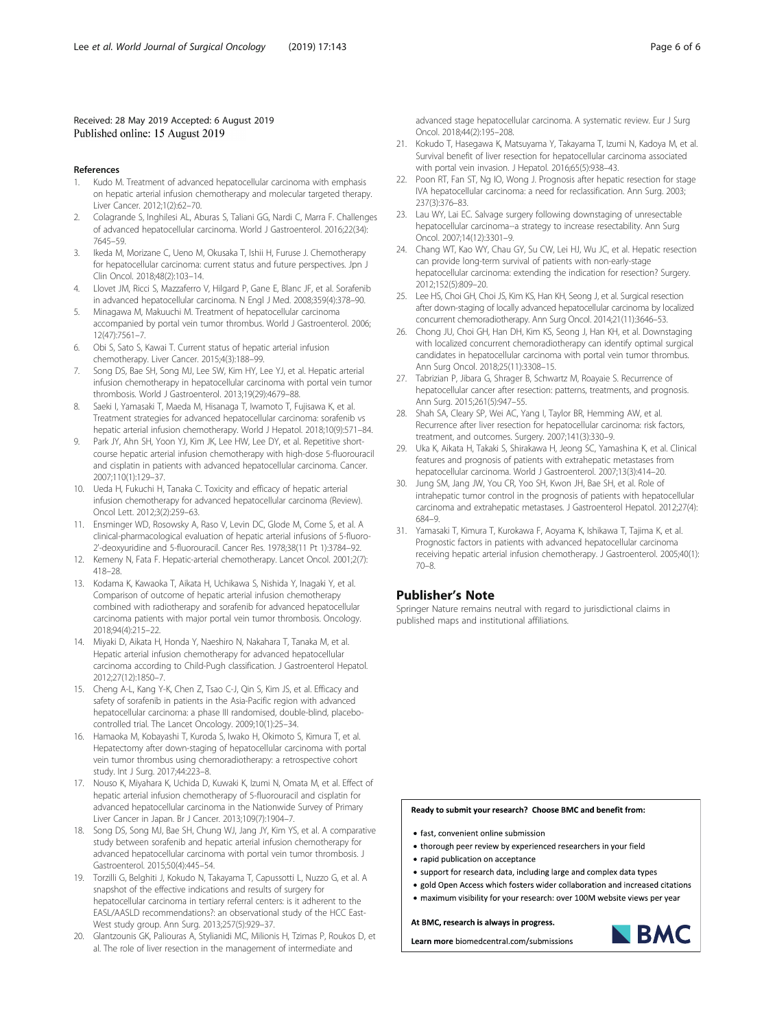Received: 28 May 2019 Accepted: 6 August 2019
Published online: 15 August 2019

## References

1. Kudo M. Treatment of advanced hepatocellular carcinoma with emphasis on hepatic arterial infusion chemotherapy and molecular targeted therapy. Liver Cancer. 2012;1(2):62–70.
2. Colagrande S, Inghilesi AL, Aburas S, Taliani GG, Nardi C, Marra F. Challenges of advanced hepatocellular carcinoma. World J Gastroenterol. 2016;22(34):7645–59.
3. Ikeda M, Morizane C, Ueno M, Okusaka T, Ishii H, Furuse J. Chemotherapy for hepatocellular carcinoma: current status and future perspectives. Jpn J Clin Oncol. 2018;48(2):103–14.
4. Llovet JM, Ricci S, Mazzaferro V, Hilgard P, Gane E, Blanc JF, et al. Sorafenib in advanced hepatocellular carcinoma. N Engl J Med. 2008;359(4):378–90.
5. Minagawa M, Makuuchi M. Treatment of hepatocellular carcinoma accompanied by portal vein tumor thrombus. World J Gastroenterol. 2006;12(47):7561–7.
6. Obi S, Sato S, Kawai T. Current status of hepatic arterial infusion chemotherapy. Liver Cancer. 2015;4(3):188–99.
7. Song DS, Bae SH, Song MJ, Lee SW, Kim HY, Lee YJ, et al. Hepatic arterial infusion chemotherapy in hepatocellular carcinoma with portal vein tumor thrombosis. World J Gastroenterol. 2013;19(29):4679–88.
8. Saeki I, Yamasaki T, Maeda M, Hisanaga T, Iwamoto T, Fujisawa K, et al. Treatment strategies for advanced hepatocellular carcinoma: sorafenib vs hepatic arterial infusion chemotherapy. World J Hepatol. 2018;10(9):571–84.
9. Park JY, Ahn SH, Yoon YJ, Kim JK, Lee HW, Lee DY, et al. Repetitive short-course hepatic arterial infusion chemotherapy with high-dose 5-fluorouracil and cisplatin in patients with advanced hepatocellular carcinoma. Cancer. 2007;110(1):129–37.
10. Ueda H, Fukuchi H, Tanaka C. Toxicity and efficacy of hepatic arterial infusion chemotherapy for advanced hepatocellular carcinoma (Review). Oncol Lett. 2012;3(2):259–63.
11. Ensminger WD, Rosowsky A, Raso V, Levin DC, Glode M, Come S, et al. A clinical-pharmacological evaluation of hepatic arterial infusions of 5-fluoro-2'-deoxyuridine and 5-fluorouracil. Cancer Res. 1978;38(11 Pt 1):3784–92.
12. Kemeny N, Fata F. Hepatic-arterial chemotherapy. Lancet Oncol. 2001;2(7):418–28.
13. Kodama K, Kawaoka T, Aikata H, Uchikawa S, Nishida Y, Inagaki Y, et al. Comparison of outcome of hepatic arterial infusion chemotherapy combined with radiotherapy and sorafenib for advanced hepatocellular carcinoma patients with major portal vein tumor thrombosis. Oncology. 2018;94(4):215–22.
14. Miyaki D, Aikata H, Honda Y, Naeshiro N, Nakahara T, Tanaka M, et al. Hepatic arterial infusion chemotherapy for advanced hepatocellular carcinoma according to Child-Pugh classification. J Gastroenterol Hepatol. 2012;27(12):1850–7.
15. Cheng A-L, Kang Y-K, Chen Z, Tsao C-J, Qin S, Kim JS, et al. Efficacy and safety of sorafenib in patients in the Asia-Pacific region with advanced hepatocellular carcinoma: a phase III randomised, double-blind, placebo-controlled trial. The Lancet Oncology. 2009;10(1):25–34.
16. Hamaoka M, Kobayashi T, Kuroda S, Iwako H, Okimoto S, Kimura T, et al. Hepatectomy after down-staging of hepatocellular carcinoma with portal vein tumor thrombus using chemoradiotherapy: a retrospective cohort study. Int J Surg. 2017;44:223–8.
17. Nouso K, Miyahara K, Uchida D, Kuwaki K, Izumi N, Omata M, et al. Effect of hepatic arterial infusion chemotherapy of 5-fluorouracil and cisplatin for advanced hepatocellular carcinoma in the Nationwide Survey of Primary Liver Cancer in Japan. Br J Cancer. 2013;109(7):1904–7.
18. Song DS, Song MJ, Bae SH, Chung WJ, Jang JY, Kim YS, et al. A comparative study between sorafenib and hepatic arterial infusion chemotherapy for advanced hepatocellular carcinoma with portal vein tumor thrombosis. J Gastroenterol. 2015;50(4):445–54.
19. Torzilli G, Belghiti J, Kokudo N, Takayama T, Capussotti L, Nuzzo G, et al. A snapshot of the effective indications and results of surgery for hepatocellular carcinoma in tertiary referral centers: is it adherent to the EASL/AASLD recommendations?: an observational study of the HCC East-West study group. Ann Surg. 2013;257(5):929–37.
20. Glantzounis GK, Paliouras A, Stylianidi MC, Milionis H, Tzimas P, Roukos D, et al. The role of liver resection in the management of intermediate and advanced stage hepatocellular carcinoma. A systematic review. Eur J Surg Oncol. 2018;44(2):195–208.
21. Kokudo T, Hasegawa K, Matsuyama Y, Takayama T, Izumi N, Kadoya M, et al. Survival benefit of liver resection for hepatocellular carcinoma associated with portal vein invasion. J Hepatol. 2016;65(5):938–43.
22. Poon RT, Fan ST, Ng IO, Wong J. Prognosis after hepatic resection for stage IVA hepatocellular carcinoma: a need for reclassification. Ann Surg. 2003;237(3):376–83.
23. Lau WY, Lai EC. Salvage surgery following downstaging of unresectable hepatocellular carcinoma--a strategy to increase resectability. Ann Surg Oncol. 2007;14(12):3301–9.
24. Chang WT, Kao WY, Chau GY, Su CW, Lei HJ, Wu JC, et al. Hepatic resection can provide long-term survival of patients with non-early-stage hepatocellular carcinoma: extending the indication for resection? Surgery. 2012;152(5):809–20.
25. Lee HS, Choi GH, Choi JS, Kim KS, Han KH, Seong J, et al. Surgical resection after down-staging of locally advanced hepatocellular carcinoma by localized concurrent chemoradiotherapy. Ann Surg Oncol. 2014;21(11):3646–53.
26. Chong JU, Choi GH, Han DH, Kim KS, Seong J, Han KH, et al. Downstaging with localized concurrent chemoradiotherapy can identify optimal surgical candidates in hepatocellular carcinoma with portal vein tumor thrombus. Ann Surg Oncol. 2018;25(11):3308–15.
27. Tabrizian P, Jibara G, Shrager B, Schwartz M, Roayaie S. Recurrence of hepatocellular cancer after resection: patterns, treatments, and prognosis. Ann Surg. 2015;261(5):947–55.
28. Shah SA, Cleary SP, Wei AC, Yang I, Taylor BR, Hemming AW, et al. Recurrence after liver resection for hepatocellular carcinoma: risk factors, treatment, and outcomes. Surgery. 2007;141(3):330–9.
29. Uka K, Aikata H, Takaki S, Shirakawa H, Jeong SC, Yamashina K, et al. Clinical features and prognosis of patients with extrahepatic metastases from hepatocellular carcinoma. World J Gastroenterol. 2007;13(3):414–20.
30. Jung SM, Jang JW, You CR, Yoo SH, Kwon JH, Bae SH, et al. Role of intrahepatic tumor control in the prognosis of patients with hepatocellular carcinoma and extrahepatic metastases. J Gastroenterol Hepatol. 2012;27(4):684–9.
31. Yamasaki T, Kimura T, Kurokawa F, Aoyama K, Ishikawa T, Tajima K, et al. Prognostic factors in patients with advanced hepatocellular carcinoma receiving hepatic arterial infusion chemotherapy. J Gastroenterol. 2005;40(1):70–8.

## Publisher's Note

Springer Nature remains neutral with regard to jurisdictional claims in published maps and institutional affiliations.

**Ready to submit your research? Choose BMC and benefit from:**

- fast, convenient online submission
- thorough peer review by experienced researchers in your field
- rapid publication on acceptance
- support for research data, including large and complex data types
- gold Open Access which fosters wider collaboration and increased citations
- maximum visibility for your research: over 100M website views per year

**At BMC, research is always in progress.**

**Learn more** biomedcentral.com/submissions